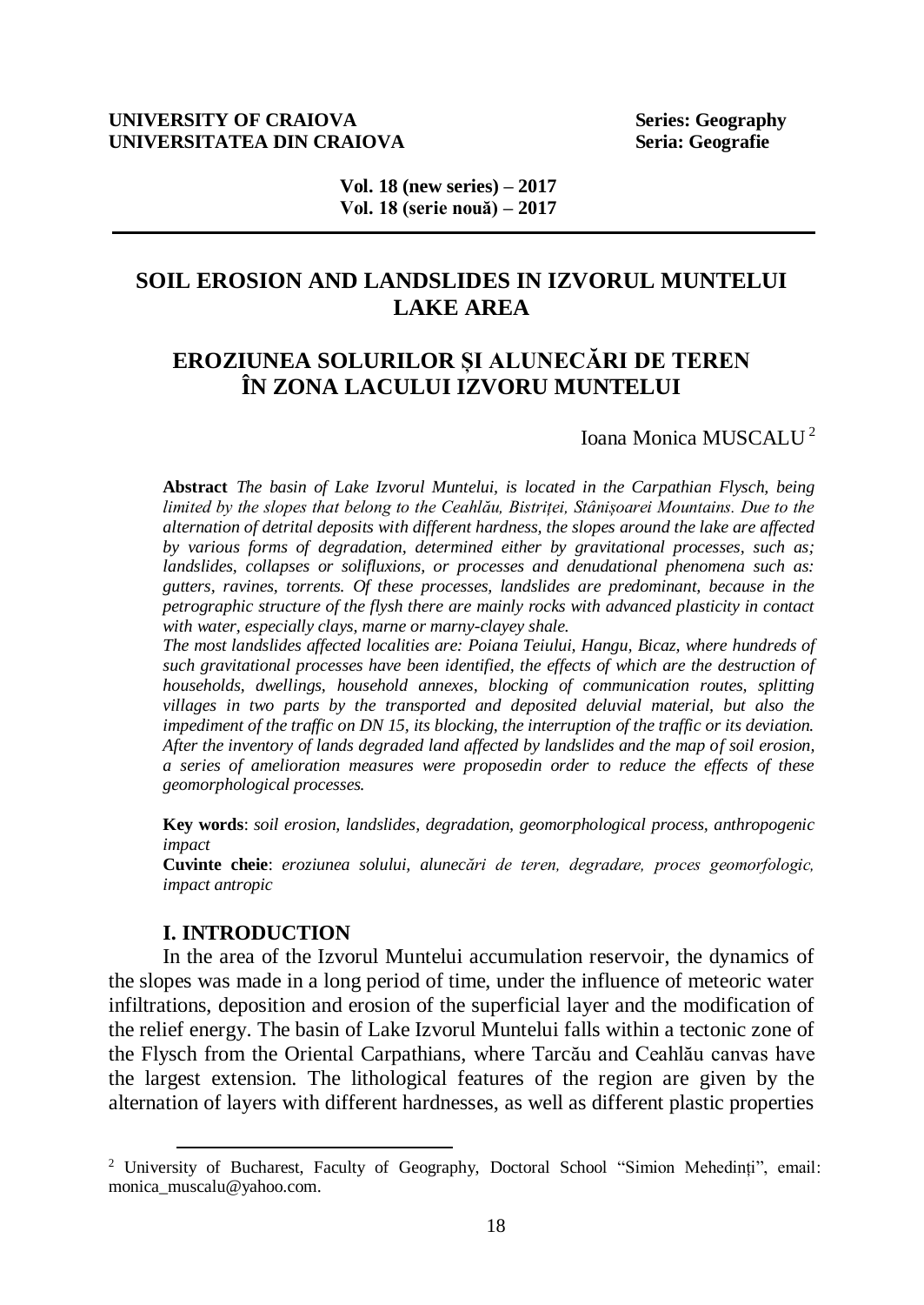**UNIVERSITY OF CRAIOVA** **Series: Geography**
**UNIVERSITATEA DIN CRAIOVA** **Seria: Geografie**

**Vol. 18 (new series) – 2017**
**Vol. 18 (serie nouă) – 2017**

# SOIL EROSION AND LANDSLIDES IN IZVORUL MUNTELUI LAKE AREA

# EROZIUNEA SOLURILOR ȘI ALUNECĂRI DE TEREN ÎN ZONA LACULUI IZVORU MUNTELUI

Ioana Monica MUSCALU [2]

**Abstract** *The basin of Lake Izvorul Muntelui, is located in the Carpathian Flysch, being limited by the slopes that belong to the Ceahlău, Bistriței, Stânișoarei Mountains. Due to the alternation of detrital deposits with different hardness, the slopes around the lake are affected by various forms of degradation, determined either by gravitational processes, such as; landslides, collapses or solifluxions, or processes and denudational phenomena such as: gutters, ravines, torrents. Of these processes, landslides are predominant, because in the petrographic structure of the flysh there are mainly rocks with advanced plasticity in contact with water, especially clays, marne or marny-clayey shale.*
*The most landslides affected localities are: Poiana Teiului, Hangu, Bicaz, where hundreds of such gravitational processes have been identified, the effects of which are the destruction of households, dwellings, household annexes, blocking of communication routes, splitting villages in two parts by the transported and deposited deluvial material, but also the impediment of the traffic on DN 15, its blocking, the interruption of the traffic or its deviation. After the inventory of lands degraded land affected by landslides and the map of soil erosion, a series of amelioration measures were proposedin order to reduce the effects of these geomorphological processes.*

**Key words**: *soil erosion, landslides, degradation, geomorphological process, anthropogenic impact*
**Cuvinte cheie**: *eroziunea solului, alunecări de teren, degradare, proces geomorfologic, impact antropic*

## I. INTRODUCTION

In the area of the Izvorul Muntelui accumulation reservoir, the dynamics of the slopes was made in a long period of time, under the influence of meteoric water infiltrations, deposition and erosion of the superficial layer and the modification of the relief energy. The basin of Lake Izvorul Muntelui falls within a tectonic zone of the Flysch from the Oriental Carpathians, where Tarcău and Ceahlău canvas have the largest extension. The lithological features of the region are given by the alternation of layers with different hardnesses, as well as different plastic properties

[2] University of Bucharest, Faculty of Geography, Doctoral School "Simion Mehedinți", email: monica_muscalu@yahoo.com.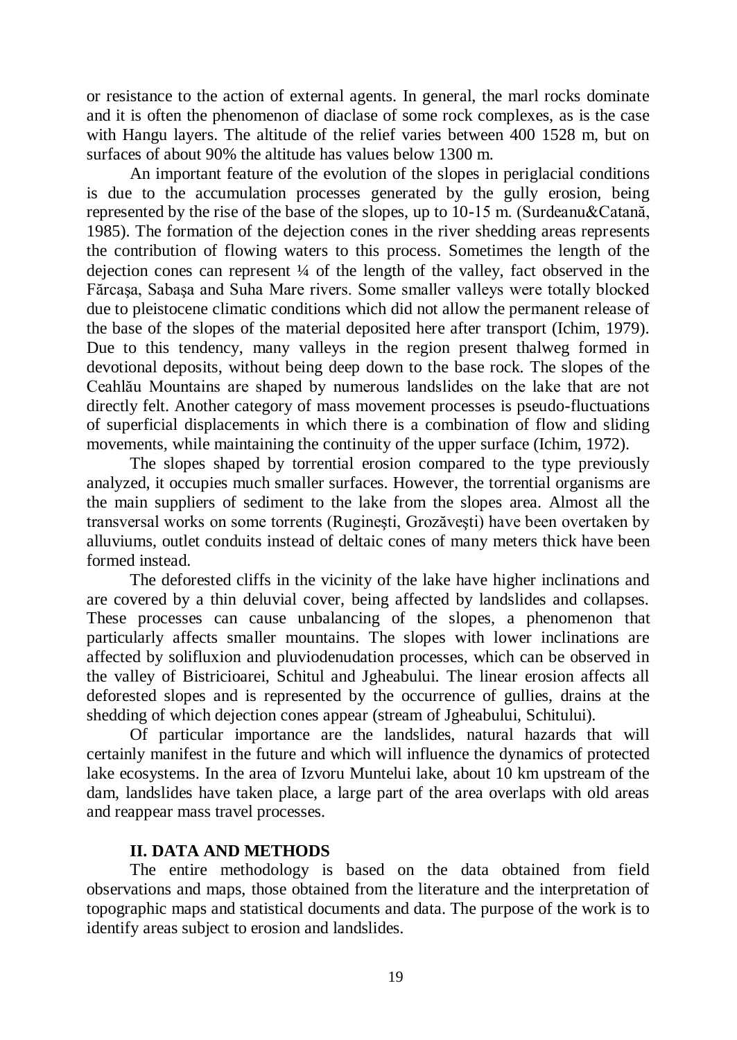or resistance to the action of external agents. In general, the marl rocks dominate and it is often the phenomenon of diaclase of some rock complexes, as is the case with Hangu layers. The altitude of the relief varies between 400 1528 m, but on surfaces of about 90% the altitude has values below 1300 m.

An important feature of the evolution of the slopes in periglacial conditions is due to the accumulation processes generated by the gully erosion, being represented by the rise of the base of the slopes, up to 10-15 m. (Surdeanu&Catană, 1985). The formation of the dejection cones in the river shedding areas represents the contribution of flowing waters to this process. Sometimes the length of the dejection cones can represent ¼ of the length of the valley, fact observed in the Fărcaşa, Sabaşa and Suha Mare rivers. Some smaller valleys were totally blocked due to pleistocene climatic conditions which did not allow the permanent release of the base of the slopes of the material deposited here after transport (Ichim, 1979). Due to this tendency, many valleys in the region present thalweg formed in devotional deposits, without being deep down to the base rock. The slopes of the Ceahlău Mountains are shaped by numerous landslides on the lake that are not directly felt. Another category of mass movement processes is pseudo-fluctuations of superficial displacements in which there is a combination of flow and sliding movements, while maintaining the continuity of the upper surface (Ichim, 1972).

The slopes shaped by torrential erosion compared to the type previously analyzed, it occupies much smaller surfaces. However, the torrential organisms are the main suppliers of sediment to the lake from the slopes area. Almost all the transversal works on some torrents (Rugineşti, Grozăveşti) have been overtaken by alluviums, outlet conduits instead of deltaic cones of many meters thick have been formed instead.

The deforested cliffs in the vicinity of the lake have higher inclinations and are covered by a thin deluvial cover, being affected by landslides and collapses. These processes can cause unbalancing of the slopes, a phenomenon that particularly affects smaller mountains. The slopes with lower inclinations are affected by solifluxion and pluviodenudation processes, which can be observed in the valley of Bistricioarei, Schitul and Jgheabului. The linear erosion affects all deforested slopes and is represented by the occurrence of gullies, drains at the shedding of which dejection cones appear (stream of Jgheabului, Schitului).

Of particular importance are the landslides, natural hazards that will certainly manifest in the future and which will influence the dynamics of protected lake ecosystems. In the area of Izvoru Muntelui lake, about 10 km upstream of the dam, landslides have taken place, a large part of the area overlaps with old areas and reappear mass travel processes.

## II. DATA AND METHODS

The entire methodology is based on the data obtained from field observations and maps, those obtained from the literature and the interpretation of topographic maps and statistical documents and data. The purpose of the work is to identify areas subject to erosion and landslides.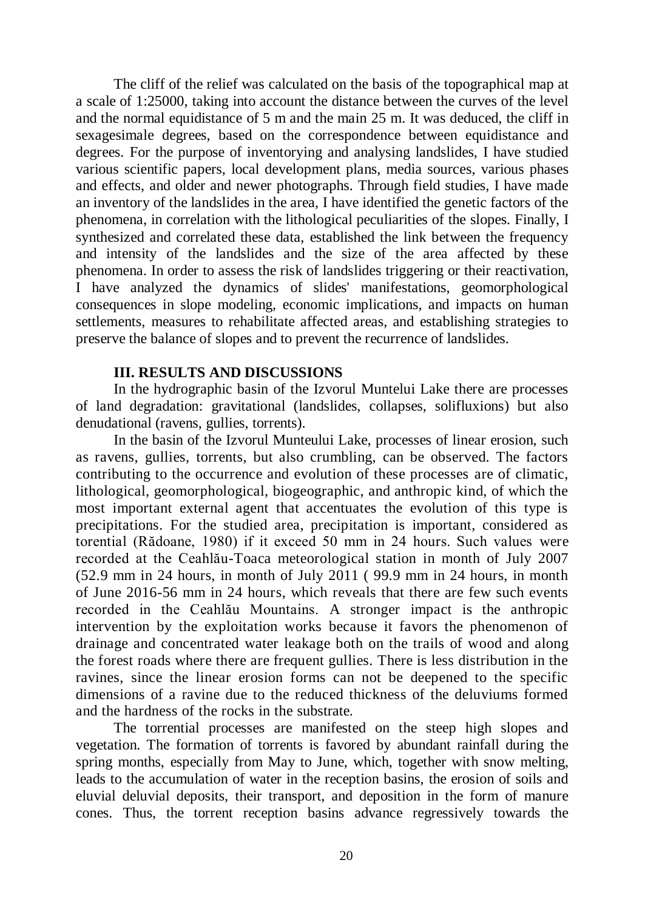The cliff of the relief was calculated on the basis of the topographical map at a scale of 1:25000, taking into account the distance between the curves of the level and the normal equidistance of 5 m and the main 25 m. It was deduced, the cliff in sexagesimale degrees, based on the correspondence between equidistance and degrees. For the purpose of inventorying and analysing landslides, I have studied various scientific papers, local development plans, media sources, various phases and effects, and older and newer photographs. Through field studies, I have made an inventory of the landslides in the area, I have identified the genetic factors of the phenomena, in correlation with the lithological peculiarities of the slopes. Finally, I synthesized and correlated these data, established the link between the frequency and intensity of the landslides and the size of the area affected by these phenomena. In order to assess the risk of landslides triggering or their reactivation, I have analyzed the dynamics of slides' manifestations, geomorphological consequences in slope modeling, economic implications, and impacts on human settlements, measures to rehabilitate affected areas, and establishing strategies to preserve the balance of slopes and to prevent the recurrence of landslides.

## III. RESULTS AND DISCUSSIONS

In the hydrographic basin of the Izvorul Muntelui Lake there are processes of land degradation: gravitational (landslides, collapses, solifluxions) but also denudational (ravens, gullies, torrents).

In the basin of the Izvorul Munteului Lake, processes of linear erosion, such as ravens, gullies, torrents, but also crumbling, can be observed. The factors contributing to the occurrence and evolution of these processes are of climatic, lithological, geomorphological, biogeographic, and anthropic kind, of which the most important external agent that accentuates the evolution of this type is precipitations. For the studied area, precipitation is important, considered as torential (Rădoane, 1980) if it exceed 50 mm in 24 hours. Such values were recorded at the Ceahlău-Toaca meteorological station in month of July 2007 (52.9 mm in 24 hours, in month of July 2011 ( 99.9 mm in 24 hours, in month of June 2016-56 mm in 24 hours, which reveals that there are few such events recorded in the Ceahlău Mountains. A stronger impact is the anthropic intervention by the exploitation works because it favors the phenomenon of drainage and concentrated water leakage both on the trails of wood and along the forest roads where there are frequent gullies. There is less distribution in the ravines, since the linear erosion forms can not be deepened to the specific dimensions of a ravine due to the reduced thickness of the deluviums formed and the hardness of the rocks in the substrate.

The torrential processes are manifested on the steep high slopes and vegetation. The formation of torrents is favored by abundant rainfall during the spring months, especially from May to June, which, together with snow melting, leads to the accumulation of water in the reception basins, the erosion of soils and eluvial deluvial deposits, their transport, and deposition in the form of manure cones. Thus, the torrent reception basins advance regressively towards the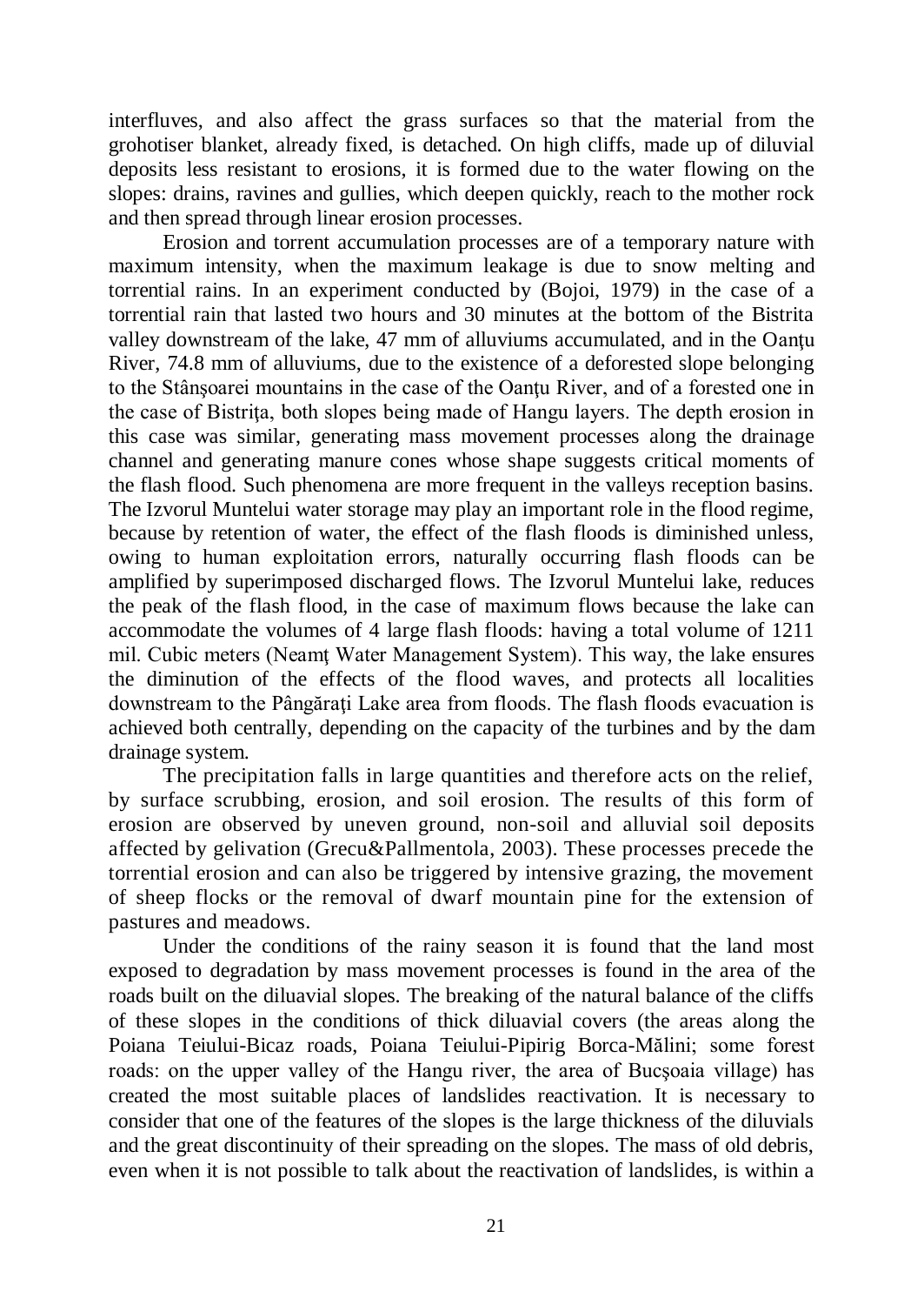interfluves, and also affect the grass surfaces so that the material from the grohotiser blanket, already fixed, is detached. On high cliffs, made up of diluvial deposits less resistant to erosions, it is formed due to the water flowing on the slopes: drains, ravines and gullies, which deepen quickly, reach to the mother rock and then spread through linear erosion processes.

Erosion and torrent accumulation processes are of a temporary nature with maximum intensity, when the maximum leakage is due to snow melting and torrential rains. In an experiment conducted by (Bojoi, 1979) in the case of a torrential rain that lasted two hours and 30 minutes at the bottom of the Bistrita valley downstream of the lake, 47 mm of alluviums accumulated, and in the Oanţu River, 74.8 mm of alluviums, due to the existence of a deforested slope belonging to the Stânşoarei mountains in the case of the Oanţu River, and of a forested one in the case of Bistriţa, both slopes being made of Hangu layers. The depth erosion in this case was similar, generating mass movement processes along the drainage channel and generating manure cones whose shape suggests critical moments of the flash flood. Such phenomena are more frequent in the valleys reception basins. The Izvorul Muntelui water storage may play an important role in the flood regime, because by retention of water, the effect of the flash floods is diminished unless, owing to human exploitation errors, naturally occurring flash floods can be amplified by superimposed discharged flows. The Izvorul Muntelui lake, reduces the peak of the flash flood, in the case of maximum flows because the lake can accommodate the volumes of 4 large flash floods: having a total volume of 1211 mil. Cubic meters (Neamţ Water Management System). This way, the lake ensures the diminution of the effects of the flood waves, and protects all localities downstream to the Pângăraţi Lake area from floods. The flash floods evacuation is achieved both centrally, depending on the capacity of the turbines and by the dam drainage system.

The precipitation falls in large quantities and therefore acts on the relief, by surface scrubbing, erosion, and soil erosion. The results of this form of erosion are observed by uneven ground, non-soil and alluvial soil deposits affected by gelivation (Grecu&Pallmentola, 2003). These processes precede the torrential erosion and can also be triggered by intensive grazing, the movement of sheep flocks or the removal of dwarf mountain pine for the extension of pastures and meadows.

Under the conditions of the rainy season it is found that the land most exposed to degradation by mass movement processes is found in the area of the roads built on the diluavial slopes. The breaking of the natural balance of the cliffs of these slopes in the conditions of thick diluavial covers (the areas along the Poiana Teiului-Bicaz roads, Poiana Teiului-Pipirig Borca-Mălini; some forest roads: on the upper valley of the Hangu river, the area of Bucşoaia village) has created the most suitable places of landslides reactivation. It is necessary to consider that one of the features of the slopes is the large thickness of the diluvials and the great discontinuity of their spreading on the slopes. The mass of old debris, even when it is not possible to talk about the reactivation of landslides, is within a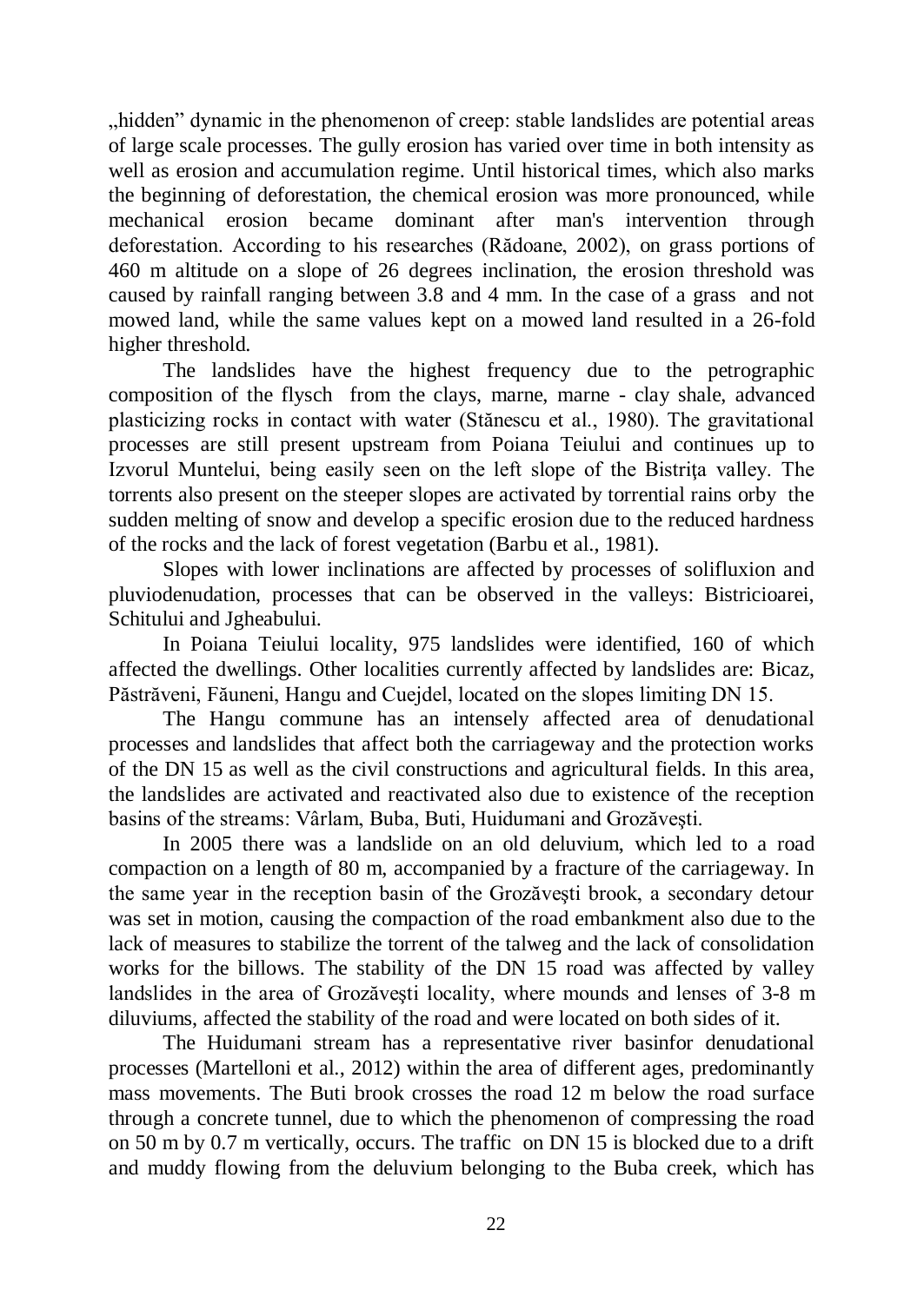„hidden" dynamic in the phenomenon of creep: stable landslides are potential areas of large scale processes. The gully erosion has varied over time in both intensity as well as erosion and accumulation regime. Until historical times, which also marks the beginning of deforestation, the chemical erosion was more pronounced, while mechanical erosion became dominant after man's intervention through deforestation. According to his researches (Rădoane, 2002), on grass portions of 460 m altitude on a slope of 26 degrees inclination, the erosion threshold was caused by rainfall ranging between 3.8 and 4 mm. In the case of a grass and not mowed land, while the same values kept on a mowed land resulted in a 26-fold higher threshold.

The landslides have the highest frequency due to the petrographic composition of the flysch from the clays, marne, marne - clay shale, advanced plasticizing rocks in contact with water (Stănescu et al., 1980). The gravitational processes are still present upstream from Poiana Teiului and continues up to Izvorul Muntelui, being easily seen on the left slope of the Bistriţa valley. The torrents also present on the steeper slopes are activated by torrential rains orby the sudden melting of snow and develop a specific erosion due to the reduced hardness of the rocks and the lack of forest vegetation (Barbu et al., 1981).

Slopes with lower inclinations are affected by processes of solifluxion and pluviodenudation, processes that can be observed in the valleys: Bistricioarei, Schitului and Jgheabului.

In Poiana Teiului locality, 975 landslides were identified, 160 of which affected the dwellings. Other localities currently affected by landslides are: Bicaz, Păstrăveni, Făuneni, Hangu and Cuejdel, located on the slopes limiting DN 15.

The Hangu commune has an intensely affected area of denudational processes and landslides that affect both the carriageway and the protection works of the DN 15 as well as the civil constructions and agricultural fields. In this area, the landslides are activated and reactivated also due to existence of the reception basins of the streams: Vârlam, Buba, Buti, Huidumani and Grozăveşti.

In 2005 there was a landslide on an old deluvium, which led to a road compaction on a length of 80 m, accompanied by a fracture of the carriageway. In the same year in the reception basin of the Grozăveşti brook, a secondary detour was set in motion, causing the compaction of the road embankment also due to the lack of measures to stabilize the torrent of the talweg and the lack of consolidation works for the billows. The stability of the DN 15 road was affected by valley landslides in the area of Grozăveşti locality, where mounds and lenses of 3-8 m diluviums, affected the stability of the road and were located on both sides of it.

The Huidumani stream has a representative river basinfor denudational processes (Martelloni et al., 2012) within the area of different ages, predominantly mass movements. The Buti brook crosses the road 12 m below the road surface through a concrete tunnel, due to which the phenomenon of compressing the road on 50 m by 0.7 m vertically, occurs. The traffic on DN 15 is blocked due to a drift and muddy flowing from the deluvium belonging to the Buba creek, which has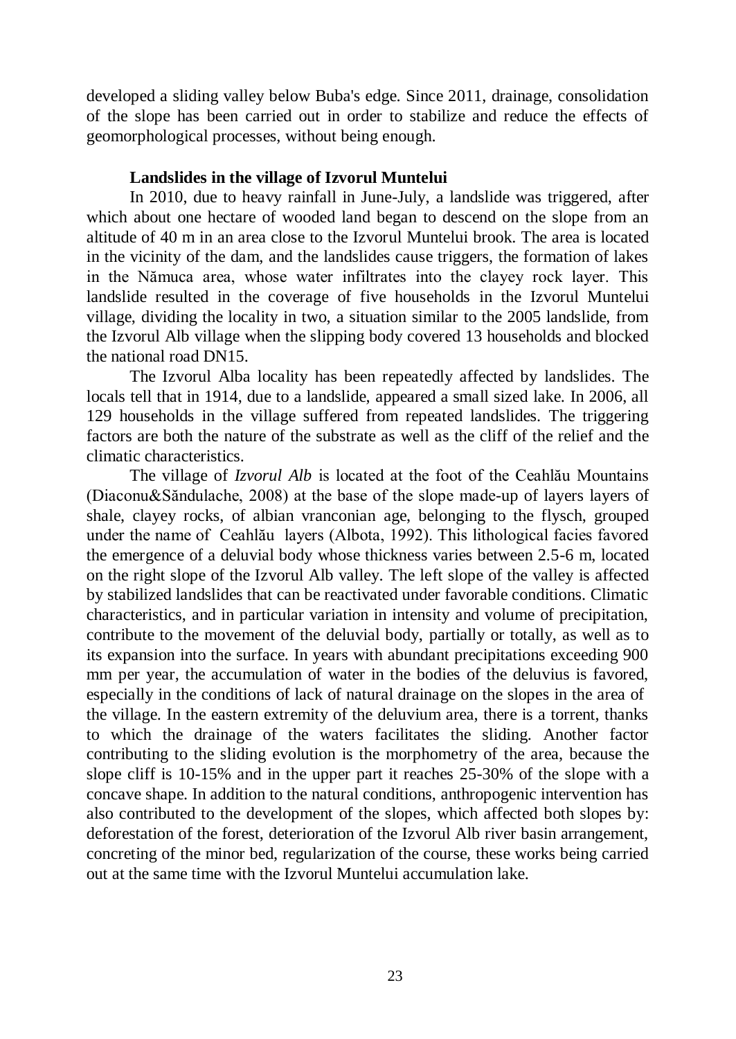developed a sliding valley below Buba's edge. Since 2011, drainage, consolidation of the slope has been carried out in order to stabilize and reduce the effects of geomorphological processes, without being enough.

**Landslides in the village of Izvorul Muntelui**

In 2010, due to heavy rainfall in June-July, a landslide was triggered, after which about one hectare of wooded land began to descend on the slope from an altitude of 40 m in an area close to the Izvorul Muntelui brook. The area is located in the vicinity of the dam, and the landslides cause triggers, the formation of lakes in the Nămuca area, whose water infiltrates into the clayey rock layer. This landslide resulted in the coverage of five households in the Izvorul Muntelui village, dividing the locality in two, a situation similar to the 2005 landslide, from the Izvorul Alb village when the slipping body covered 13 households and blocked the national road DN15.

The Izvorul Alba locality has been repeatedly affected by landslides. The locals tell that in 1914, due to a landslide, appeared a small sized lake. In 2006, all 129 households in the village suffered from repeated landslides. The triggering factors are both the nature of the substrate as well as the cliff of the relief and the climatic characteristics.

The village of *Izvorul Alb* is located at the foot of the Ceahlău Mountains (Diaconu&Săndulache, 2008) at the base of the slope made-up of layers layers of shale, clayey rocks, of albian vranconian age, belonging to the flysch, grouped under the name of Ceahlău layers (Albota, 1992). This lithological facies favored the emergence of a deluvial body whose thickness varies between 2.5-6 m, located on the right slope of the Izvorul Alb valley. The left slope of the valley is affected by stabilized landslides that can be reactivated under favorable conditions. Climatic characteristics, and in particular variation in intensity and volume of precipitation, contribute to the movement of the deluvial body, partially or totally, as well as to its expansion into the surface. In years with abundant precipitations exceeding 900 mm per year, the accumulation of water in the bodies of the deluvius is favored, especially in the conditions of lack of natural drainage on the slopes in the area of the village. In the eastern extremity of the deluvium area, there is a torrent, thanks to which the drainage of the waters facilitates the sliding. Another factor contributing to the sliding evolution is the morphometry of the area, because the slope cliff is 10-15% and in the upper part it reaches 25-30% of the slope with a concave shape. In addition to the natural conditions, anthropogenic intervention has also contributed to the development of the slopes, which affected both slopes by: deforestation of the forest, deterioration of the Izvorul Alb river basin arrangement, concreting of the minor bed, regularization of the course, these works being carried out at the same time with the Izvorul Muntelui accumulation lake.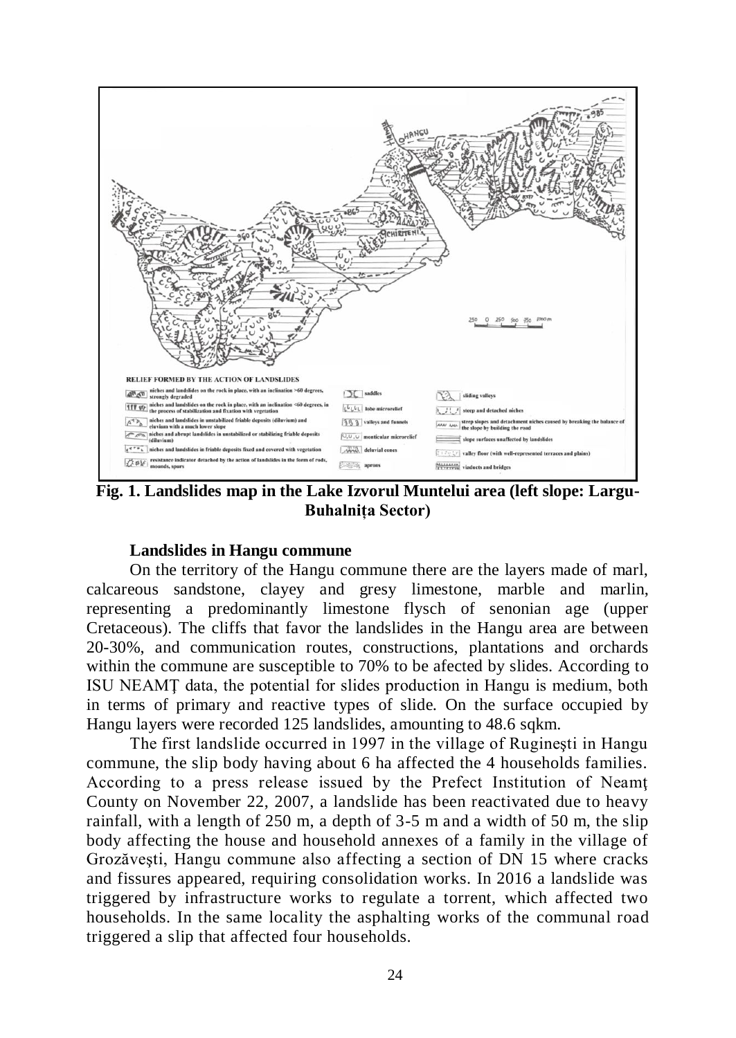**Fig. 1. Landslides map in the Lake Izvorul Muntelui area (left slope: Largu-Buhalnița Sector)**

**Landslides in Hangu commune**

On the territory of the Hangu commune there are the layers made of marl, calcareous sandstone, clayey and gresy limestone, marble and marlin, representing a predominantly limestone flysch of senonian age (upper Cretaceous). The cliffs that favor the landslides in the Hangu area are between 20-30%, and communication routes, constructions, plantations and orchards within the commune are susceptible to 70% to be afected by slides. According to ISU NEAMȚ data, the potential for slides production in Hangu is medium, both in terms of primary and reactive types of slide. On the surface occupied by Hangu layers were recorded 125 landslides, amounting to 48.6 sqkm.

The first landslide occurred in 1997 in the village of Ruginești in Hangu commune, the slip body having about 6 ha affected the 4 households families. According to a press release issued by the Prefect Institution of Neamţ County on November 22, 2007, a landslide has been reactivated due to heavy rainfall, with a length of 250 m, a depth of 3-5 m and a width of 50 m, the slip body affecting the house and household annexes of a family in the village of Grozăvești, Hangu commune also affecting a section of DN 15 where cracks and fissures appeared, requiring consolidation works. In 2016 a landslide was triggered by infrastructure works to regulate a torrent, which affected two households. In the same locality the asphalting works of the communal road triggered a slip that affected four households.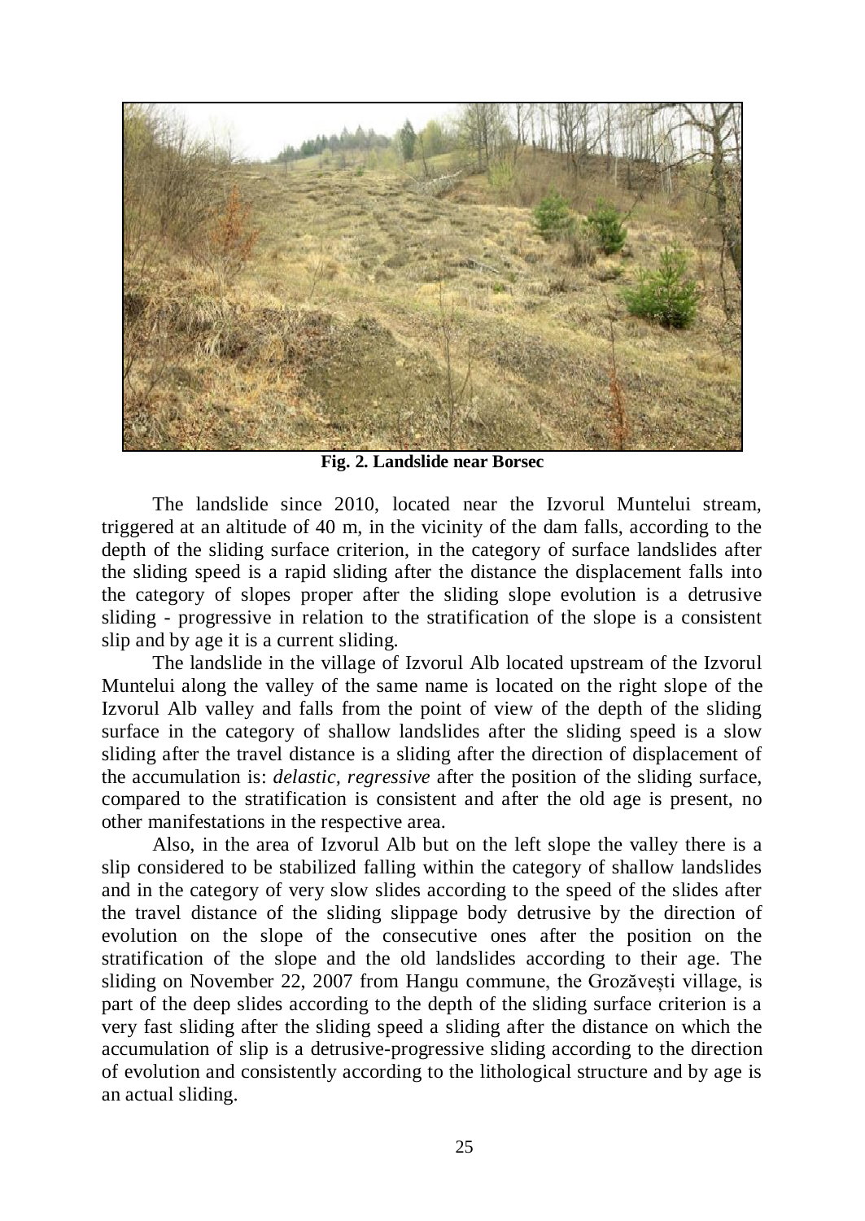**Fig. 2. Landslide near Borsec**

The landslide since 2010, located near the Izvorul Muntelui stream, triggered at an altitude of 40 m, in the vicinity of the dam falls, according to the depth of the sliding surface criterion, in the category of surface landslides after the sliding speed is a rapid sliding after the distance the displacement falls into the category of slopes proper after the sliding slope evolution is a detrusive sliding - progressive in relation to the stratification of the slope is a consistent slip and by age it is a current sliding.

The landslide in the village of Izvorul Alb located upstream of the Izvorul Muntelui along the valley of the same name is located on the right slope of the Izvorul Alb valley and falls from the point of view of the depth of the sliding surface in the category of shallow landslides after the sliding speed is a slow sliding after the travel distance is a sliding after the direction of displacement of the accumulation is: *delastic*, *regressive* after the position of the sliding surface, compared to the stratification is consistent and after the old age is present, no other manifestations in the respective area.

Also, in the area of Izvorul Alb but on the left slope the valley there is a slip considered to be stabilized falling within the category of shallow landslides and in the category of very slow slides according to the speed of the slides after the travel distance of the sliding slippage body detrusive by the direction of evolution on the slope of the consecutive ones after the position on the stratification of the slope and the old landslides according to their age. The sliding on November 22, 2007 from Hangu commune, the Grozăvești village, is part of the deep slides according to the depth of the sliding surface criterion is a very fast sliding after the sliding speed a sliding after the distance on which the accumulation of slip is a detrusive-progressive sliding according to the direction of evolution and consistently according to the lithological structure and by age is an actual sliding.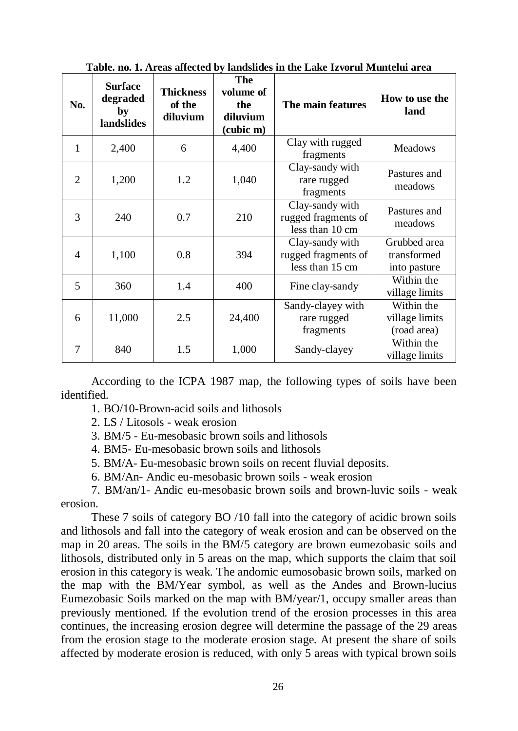**Table. no. 1. Areas affected by landslides in the Lake Izvorul Muntelui area**

| No. | Surface degraded by landslides | Thickness of the diluvium | The volume of the diluvium (cubic m) | The main features | How to use the land |
|---|---|---|---|---|---|
| 1 | 2,400 | 6 | 4,400 | Clay with rugged fragments | Meadows |
| 2 | 1,200 | 1.2 | 1,040 | Clay-sandy with rare rugged fragments | Pastures and meadows |
| 3 | 240 | 0.7 | 210 | Clay-sandy with rugged fragments of less than 10 cm | Pastures and meadows |
| 4 | 1,100 | 0.8 | 394 | Clay-sandy with rugged fragments of less than 15 cm | Grubbed area transformed into pasture |
| 5 | 360 | 1.4 | 400 | Fine clay-sandy | Within the village limits |
| 6 | 11,000 | 2.5 | 24,400 | Sandy-clayey with rare rugged fragments | Within the village limits (road area) |
| 7 | 840 | 1.5 | 1,000 | Sandy-clayey | Within the village limits |

According to the ICPA 1987 map, the following types of soils have been identified.

1. BO/10-Brown-acid soils and lithosols
2. LS / Litosols - weak erosion
3. BM/5 - Eu-mesobasic brown soils and lithosols
4. BM5- Eu-mesobasic brown soils and lithosols
5. BM/A- Eu-mesobasic brown soils on recent fluvial deposits.
6. BM/An- Andic eu-mesobasic brown soils - weak erosion
7. BM/an/1- Andic eu-mesobasic brown soils and brown-luvic soils - weak erosion.

These 7 soils of category BO /10 fall into the category of acidic brown soils and lithosols and fall into the category of weak erosion and can be observed on the map in 20 areas. The soils in the BM/5 category are brown eumezobasic soils and lithosols, distributed only in 5 areas on the map, which supports the claim that soil erosion in this category is weak. The andomic eumosobasic brown soils, marked on the map with the BM/Year symbol, as well as the Andes and Brown-lucius Eumezobasic Soils marked on the map with BM/year/1, occupy smaller areas than previously mentioned. If the evolution trend of the erosion processes in this area continues, the increasing erosion degree will determine the passage of the 29 areas from the erosion stage to the moderate erosion stage. At present the share of soils affected by moderate erosion is reduced, with only 5 areas with typical brown soils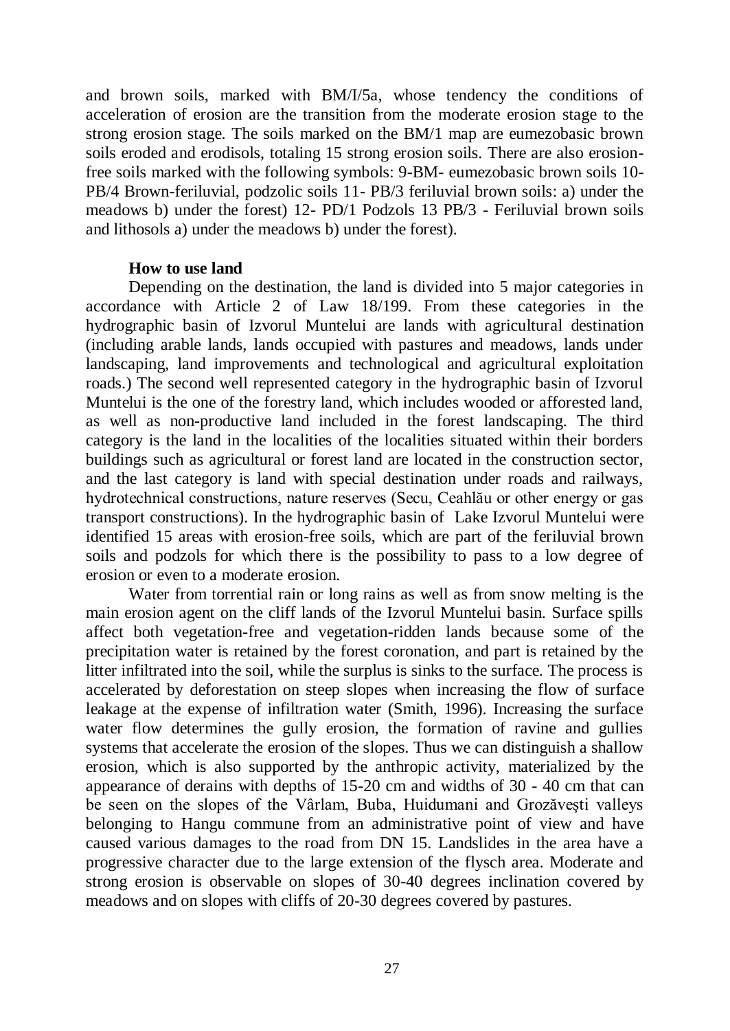and brown soils, marked with BM/I/5a, whose tendency the conditions of acceleration of erosion are the transition from the moderate erosion stage to the strong erosion stage. The soils marked on the BM/1 map are eumezobasic brown soils eroded and erodisols, totaling 15 strong erosion soils. There are also erosion-free soils marked with the following symbols: 9-BM- eumezobasic brown soils 10-PB/4 Brown-feriluvial, podzolic soils 11- PB/3 feriluvial brown soils: a) under the meadows b) under the forest) 12- PD/1 Podzols 13 PB/3 - Feriluvial brown soils and lithosols a) under the meadows b) under the forest).

**How to use land**

Depending on the destination, the land is divided into 5 major categories in accordance with Article 2 of Law 18/199. From these categories in the hydrographic basin of Izvorul Muntelui are lands with agricultural destination (including arable lands, lands occupied with pastures and meadows, lands under landscaping, land improvements and technological and agricultural exploitation roads.) The second well represented category in the hydrographic basin of Izvorul Muntelui is the one of the forestry land, which includes wooded or afforested land, as well as non-productive land included in the forest landscaping. The third category is the land in the localities of the localities situated within their borders buildings such as agricultural or forest land are located in the construction sector, and the last category is land with special destination under roads and railways, hydrotechnical constructions, nature reserves (Secu, Ceahlău or other energy or gas transport constructions). In the hydrographic basin of Lake Izvorul Muntelui were identified 15 areas with erosion-free soils, which are part of the feriluvial brown soils and podzols for which there is the possibility to pass to a low degree of erosion or even to a moderate erosion.

Water from torrential rain or long rains as well as from snow melting is the main erosion agent on the cliff lands of the Izvorul Muntelui basin. Surface spills affect both vegetation-free and vegetation-ridden lands because some of the precipitation water is retained by the forest coronation, and part is retained by the litter infiltrated into the soil, while the surplus is sinks to the surface. The process is accelerated by deforestation on steep slopes when increasing the flow of surface leakage at the expense of infiltration water (Smith, 1996). Increasing the surface water flow determines the gully erosion, the formation of ravine and gullies systems that accelerate the erosion of the slopes. Thus we can distinguish a shallow erosion, which is also supported by the anthropic activity, materialized by the appearance of derains with depths of 15-20 cm and widths of 30 - 40 cm that can be seen on the slopes of the Vârlam, Buba, Huidumani and Grozăveşti valleys belonging to Hangu commune from an administrative point of view and have caused various damages to the road from DN 15. Landslides in the area have a progressive character due to the large extension of the flysch area. Moderate and strong erosion is observable on slopes of 30-40 degrees inclination covered by meadows and on slopes with cliffs of 20-30 degrees covered by pastures.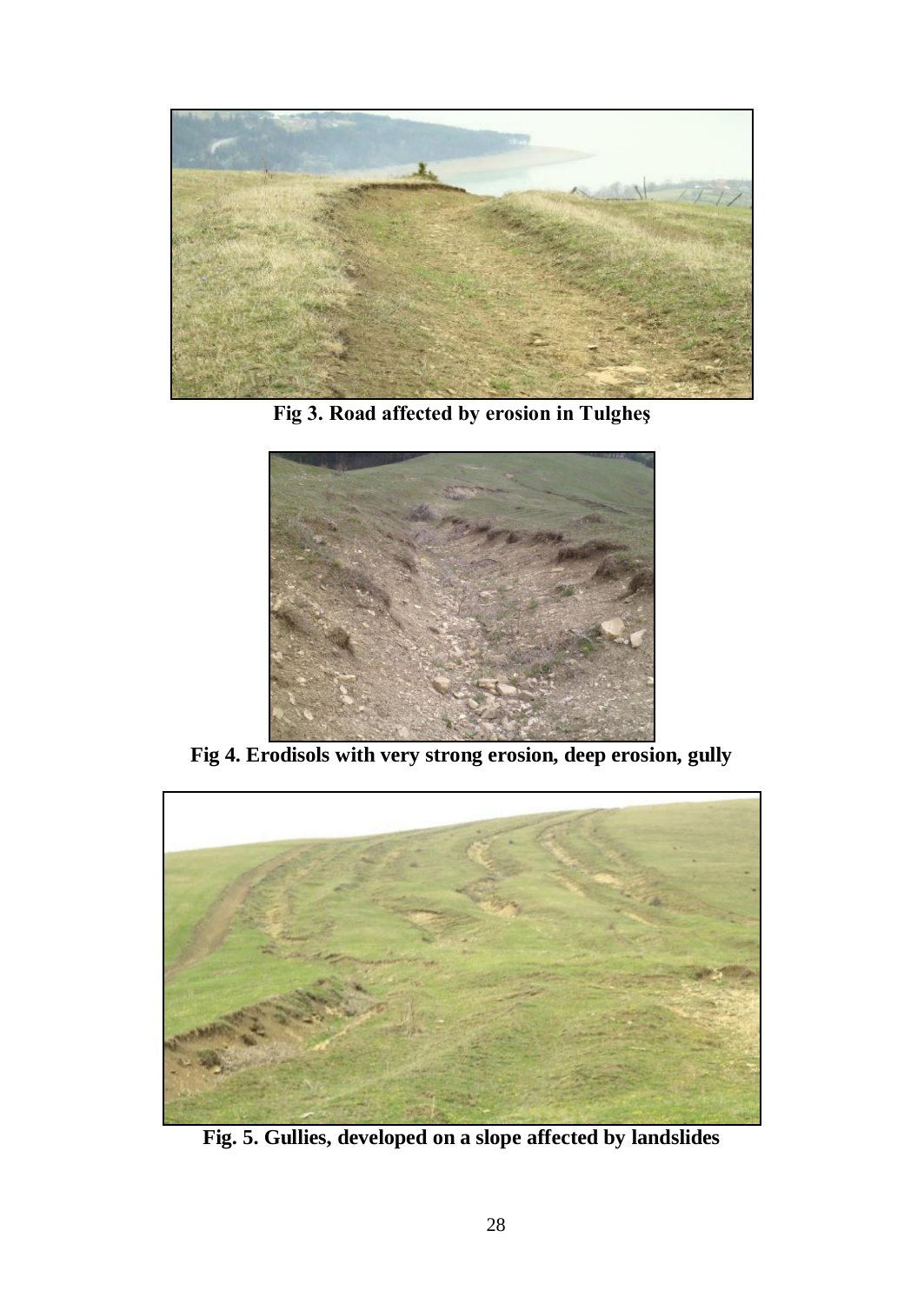**Fig 3. Road affected by erosion in Tulgheş**

**Fig 4. Erodisols with very strong erosion, deep erosion, gully**

**Fig. 5. Gullies, developed on a slope affected by landslides**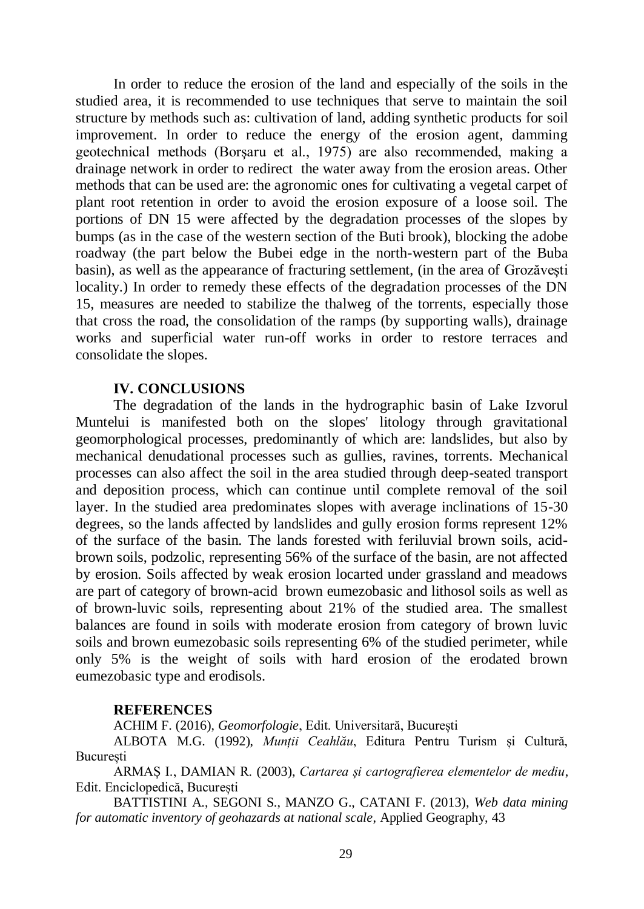In order to reduce the erosion of the land and especially of the soils in the studied area, it is recommended to use techniques that serve to maintain the soil structure by methods such as: cultivation of land, adding synthetic products for soil improvement. In order to reduce the energy of the erosion agent, damming geotechnical methods (Borşaru et al., 1975) are also recommended, making a drainage network in order to redirect the water away from the erosion areas. Other methods that can be used are: the agronomic ones for cultivating a vegetal carpet of plant root retention in order to avoid the erosion exposure of a loose soil. The portions of DN 15 were affected by the degradation processes of the slopes by bumps (as in the case of the western section of the Buti brook), blocking the adobe roadway (the part below the Bubei edge in the north-western part of the Buba basin), as well as the appearance of fracturing settlement, (in the area of Grozăveşti locality.) In order to remedy these effects of the degradation processes of the DN 15, measures are needed to stabilize the thalweg of the torrents, especially those that cross the road, the consolidation of the ramps (by supporting walls), drainage works and superficial water run-off works in order to restore terraces and consolidate the slopes.

## IV. CONCLUSIONS

The degradation of the lands in the hydrographic basin of Lake Izvorul Muntelui is manifested both on the slopes' litology through gravitational geomorphological processes, predominantly of which are: landslides, but also by mechanical denudational processes such as gullies, ravines, torrents. Mechanical processes can also affect the soil in the area studied through deep-seated transport and deposition process, which can continue until complete removal of the soil layer. In the studied area predominates slopes with average inclinations of 15-30 degrees, so the lands affected by landslides and gully erosion forms represent 12% of the surface of the basin. The lands forested with feriluvial brown soils, acid-brown soils, podzolic, representing 56% of the surface of the basin, are not affected by erosion. Soils affected by weak erosion locarted under grassland and meadows are part of category of brown-acid brown eumezobasic and lithosol soils as well as of brown-luvic soils, representing about 21% of the studied area. The smallest balances are found in soils with moderate erosion from category of brown luvic soils and brown eumezobasic soils representing 6% of the studied perimeter, while only 5% is the weight of soils with hard erosion of the erodated brown eumezobasic type and erodisols.

## REFERENCES

ACHIM F. (2016), *Geomorfologie*, Edit. Universitară, București

ALBOTA M.G. (1992), *Munții Ceahlău*, Editura Pentru Turism și Cultură, București

ARMAȘ I., DAMIAN R. (2003), *Cartarea și cartografierea elementelor de mediu*, Edit. Enciclopedică, București

BATTISTINI A., SEGONI S., MANZO G., CATANI F. (2013), *Web data mining for automatic inventory of geohazards at national scale*, Applied Geography, 43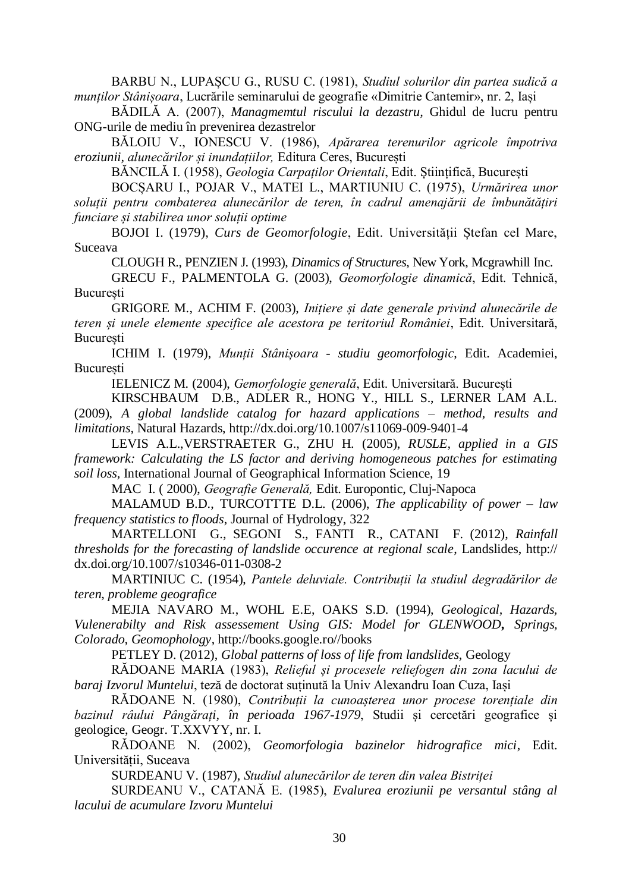BARBU N., LUPAȘCU G., RUSU C. (1981), *Studiul solurilor din partea sudică a munților Stânișoara*, Lucrările seminarului de geografie «Dimitrie Cantemir», nr. 2, Iași

BĂDILĂ A. (2007), *Managmemtul riscului la dezastru,* Ghidul de lucru pentru ONG-urile de mediu în prevenirea dezastrelor

BĂLOIU V., IONESCU V. (1986), *Apărarea terenurilor agricole împotriva eroziunii, alunecărilor și inundațiilor,* Editura Ceres, București

BĂNCILĂ I. (1958), *Geologia Carpaților Orientali*, Edit. Științifică, București

BOCȘARU I., POJAR V., MATEI L., MARTIUNIU C. (1975), *Urmărirea unor soluții pentru combaterea alunecărilor de teren, în cadrul amenajării de îmbunătățiri funciare și stabilirea unor soluții optime*

BOJOI I. (1979), *Curs de Geomorfologie*, Edit. Universității Ștefan cel Mare, Suceava

CLOUGH R., PENZIEN J. (1993), *Dinamics of Structures*, New York, Mcgrawhill Inc.

GRECU F., PALMENTOLA G. (2003), *Geomorfologie dinamică*, Edit. Tehnică, București

GRIGORE M., ACHIM F. (2003), *Inițiere și date generale privind alunecările de teren și unele elemente specifice ale acestora pe teritoriul României*, Edit. Universitară, București

ICHIM I. (1979), *Munții Stânișoara - studiu geomorfologic*, Edit. Academiei, București

IELENICZ M. (2004), *Gemorfologie generală*, Edit. Universitară. București

KIRSCHBAUM D.B., ADLER R., HONG Y., HILL S., LERNER LAM A.L. (2009), *A global landslide catalog for hazard applications – method, results and limitations*, Natural Hazards, http://dx.doi.org/10.1007/s11069-009-9401-4

LEVIS A.L.,VERSTRAETER G., ZHU H. (2005), *RUSLE, applied in a GIS framework: Calculating the LS factor and deriving homogeneous patches for estimating soil loss,* International Journal of Geographical Information Science, 19

MAC I. ( 2000), *Geografie Generală,* Edit. Europontic, Cluj-Napoca

MALAMUD B.D., TURCOTTTE D.L. (2006), *The applicability of power – law frequency statistics to floods*, Journal of Hydrology, 322

MARTELLONI G., SEGONI S., FANTI R., CATANI F. (2012), *Rainfall thresholds for the forecasting of landslide occurence at regional scale*, Landslides, http:// dx.doi.org/10.1007/s10346-011-0308-2

MARTINIUC C. (1954), *Pantele deluviale. Contribuții la studiul degradărilor de teren, probleme geografice*

MEJIA NAVARO M., WOHL E.E, OAKS S.D. (1994), *Geological, Hazards, Vulenerabilty and Risk assessement Using GIS: Model for GLENWOOD**,** Springs, Colorado, Geomophology*, http://books.google.ro//books

PETLEY D. (2012), *Global patterns of loss of life from landslides*, Geology

RĂDOANE MARIA (1983), *Relieful și procesele reliefogen din zona lacului de baraj Izvorul Muntelui*, teză de doctorat susținută la Univ Alexandru Ioan Cuza, Iași

RĂDOANE N. (1980), *Contribuții la cunoașterea unor procese torențiale din bazinul râului Pângărați, în perioada 1967-1979*, Studii și cercetări geografice și geologice, Geogr. T.XXVYY, nr. I.

RĂDOANE N. (2002), *Geomorfologia bazinelor hidrografice mici*, Edit. Universității, Suceava

SURDEANU V. (1987), *Studiul alunecărilor de teren din valea Bistriței*

SURDEANU V., CATANĂ E. (1985), *Evalurea eroziunii pe versantul stâng al lacului de acumulare Izvoru Muntelui*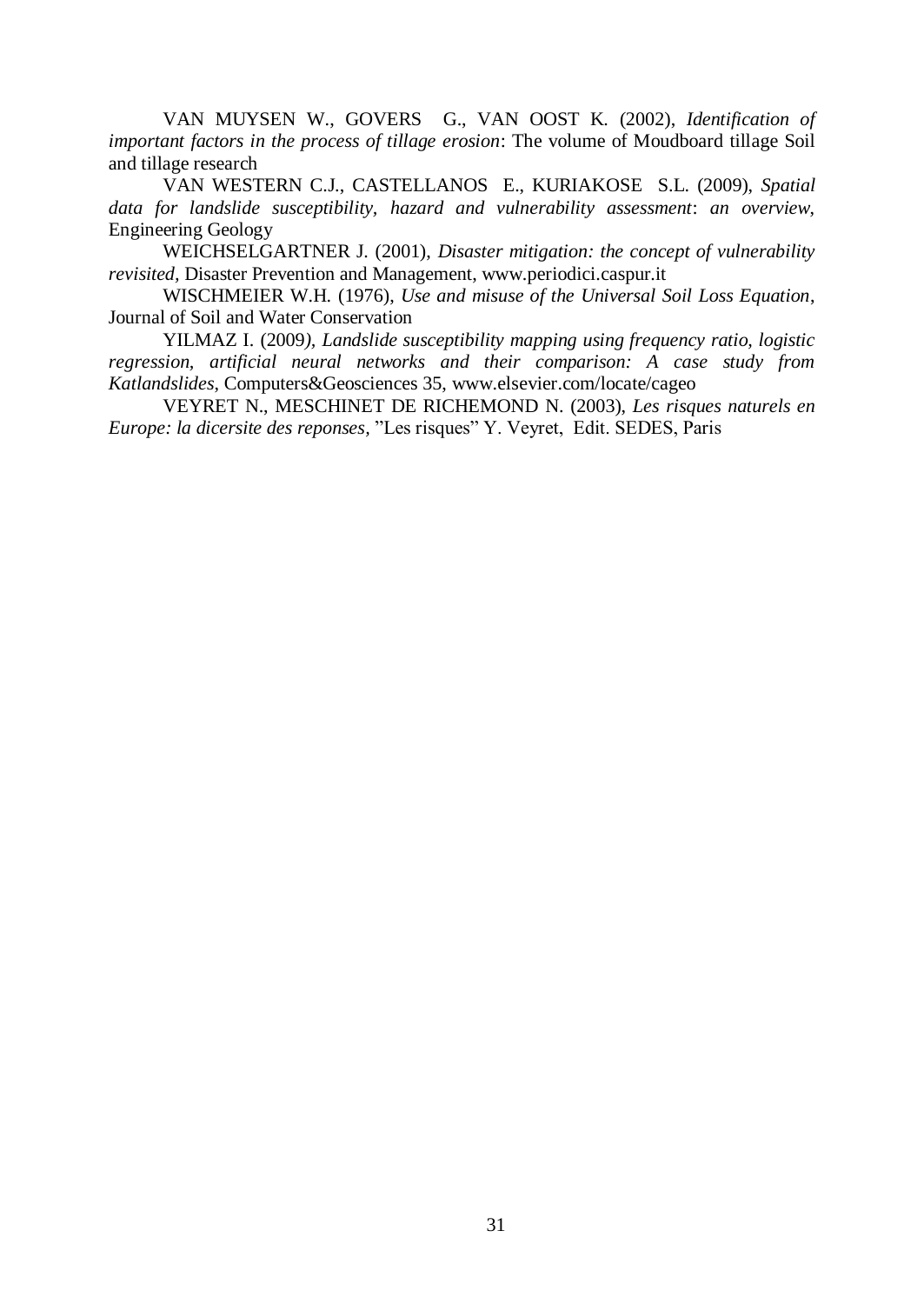VAN MUYSEN W., GOVERS G., VAN OOST K. (2002), *Identification of important factors in the process of tillage erosion*: The volume of Moudboard tillage Soil and tillage research

VAN WESTERN C.J., CASTELLANOS E., KURIAKOSE S.L. (2009), *Spatial data for landslide susceptibility, hazard and vulnerability assessment*: *an overview*, Engineering Geology

WEICHSELGARTNER J. (2001), *Disaster mitigation: the concept of vulnerability revisited*, Disaster Prevention and Management, www.periodici.caspur.it

WISCHMEIER W.H. (1976), *Use and misuse of the Universal Soil Loss Equation*, Journal of Soil and Water Conservation

YILMAZ I. (2009*)*, *Landslide susceptibility mapping using frequency ratio, logistic regression, artificial neural networks and their comparison: A case study from Katlandslides*, Computers&Geosciences 35, www.elsevier.com/locate/cageo

VEYRET N., MESCHINET DE RICHEMOND N. (2003), *Les risques naturels en Europe: la dicersite des reponses*, "Les risques" Y. Veyret, Edit. SEDES, Paris